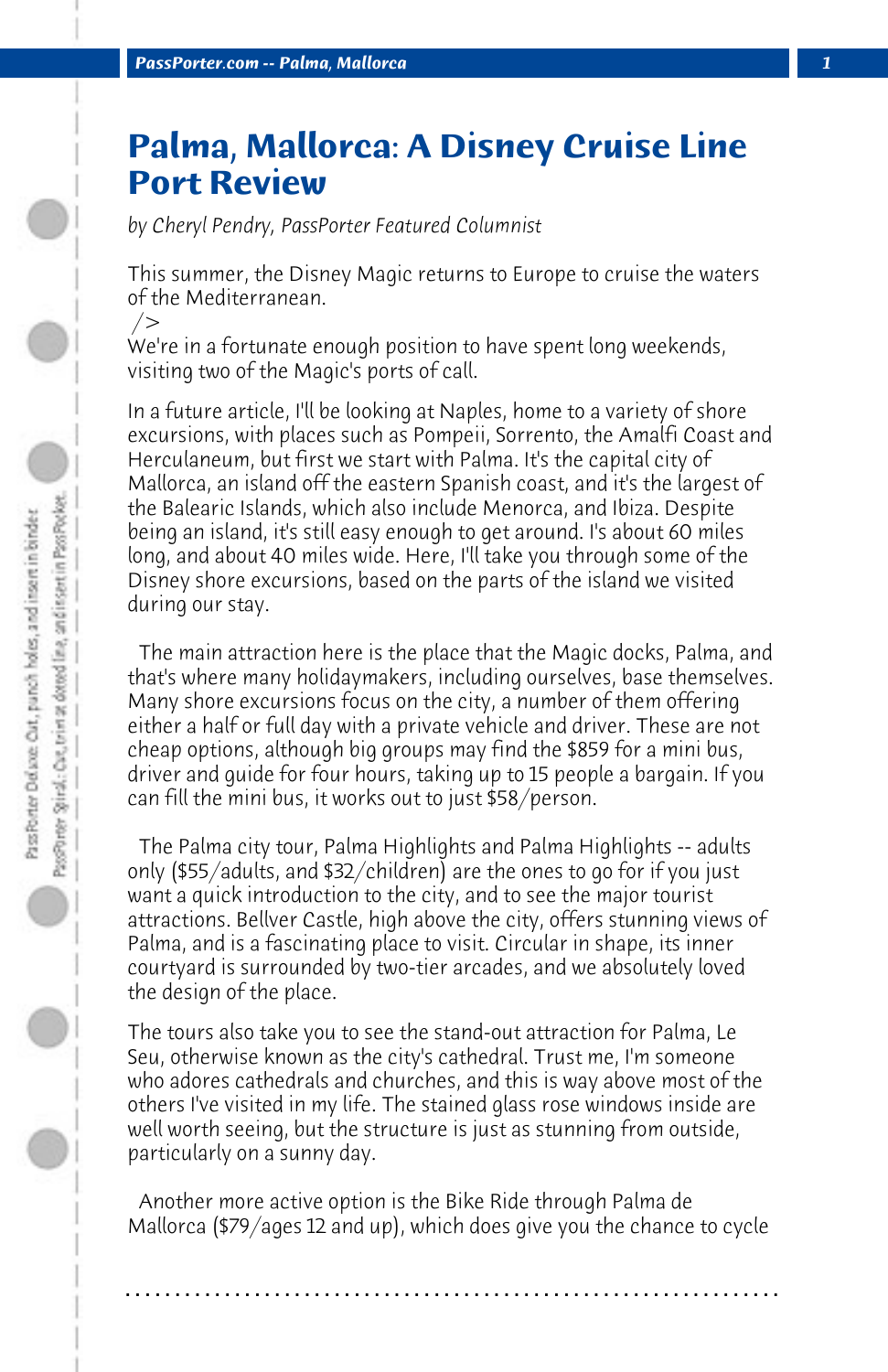# Palma, Mallorca: A Disney Cruise Line Port Review

*by Cheryl Pendry, PassPorter Featured Columnist*

This summer, the Disney Magic returns to Europe to cruise the waters of the Mediterranean.
/>
We're in a fortunate enough position to have spent long weekends, visiting two of the Magic's ports of call.

In a future article, I'll be looking at Naples, home to a variety of shore excursions, with places such as Pompeii, Sorrento, the Amalfi Coast and Herculaneum, but first we start with Palma. It's the capital city of Mallorca, an island off the eastern Spanish coast, and it's the largest of the Balearic Islands, which also include Menorca, and Ibiza. Despite being an island, it's still easy enough to get around. I's about 60 miles long, and about 40 miles wide. Here, I'll take you through some of the Disney shore excursions, based on the parts of the island we visited during our stay.

The main attraction here is the place that the Magic docks, Palma, and that's where many holidaymakers, including ourselves, base themselves. Many shore excursions focus on the city, a number of them offering either a half or full day with a private vehicle and driver. These are not cheap options, although big groups may find the $859 for a mini bus, driver and guide for four hours, taking up to 15 people a bargain. If you can fill the mini bus, it works out to just $58/person.

The Palma city tour, Palma Highlights and Palma Highlights -- adults only ($55/adults, and $32/children) are the ones to go for if you just want a quick introduction to the city, and to see the major tourist attractions. Bellver Castle, high above the city, offers stunning views of Palma, and is a fascinating place to visit. Circular in shape, its inner courtyard is surrounded by two-tier arcades, and we absolutely loved the design of the place.

The tours also take you to see the stand-out attraction for Palma, Le Seu, otherwise known as the city's cathedral. Trust me, I'm someone who adores cathedrals and churches, and this is way above most of the others I've visited in my life. The stained glass rose windows inside are well worth seeing, but the structure is just as stunning from outside, particularly on a sunny day.

Another more active option is the Bike Ride through Palma de Mallorca ($79/ages 12 and up), which does give you the chance to cycle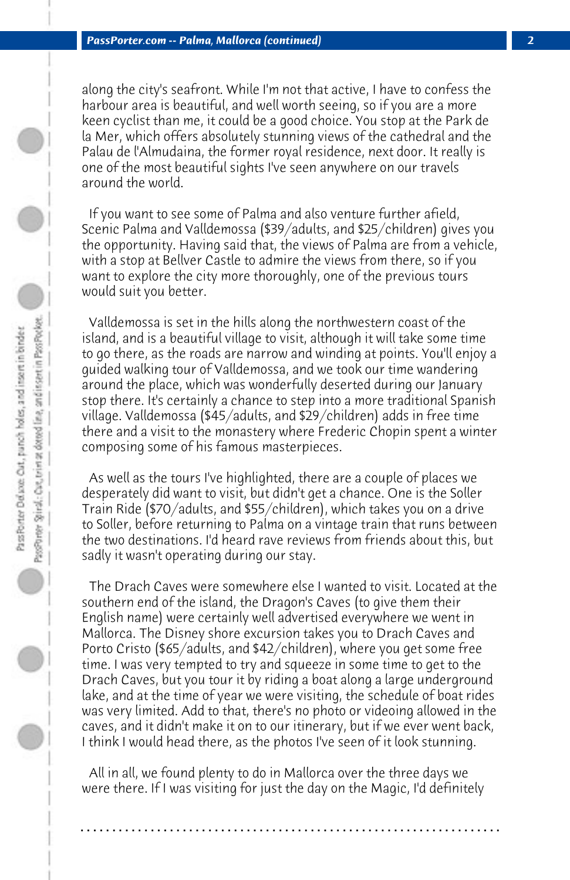along the city's seafront. While I'm not that active, I have to confess the harbour area is beautiful, and well worth seeing, so if you are a more keen cyclist than me, it could be a good choice. You stop at the Park de la Mer, which offers absolutely stunning views of the cathedral and the Palau de l'Almudaina, the former royal residence, next door. It really is one of the most beautiful sights I've seen anywhere on our travels around the world.

If you want to see some of Palma and also venture further afield, Scenic Palma and Valldemossa ($39/adults, and $25/children) gives you the opportunity. Having said that, the views of Palma are from a vehicle, with a stop at Bellver Castle to admire the views from there, so if you want to explore the city more thoroughly, one of the previous tours would suit you better.

Valldemossa is set in the hills along the northwestern coast of the island, and is a beautiful village to visit, although it will take some time to go there, as the roads are narrow and winding at points. You'll enjoy a guided walking tour of Valldemossa, and we took our time wandering around the place, which was wonderfully deserted during our January stop there. It's certainly a chance to step into a more traditional Spanish village. Valldemossa ($45/adults, and $29/children) adds in free time there and a visit to the monastery where Frederic Chopin spent a winter composing some of his famous masterpieces.

As well as the tours I've highlighted, there are a couple of places we desperately did want to visit, but didn't get a chance. One is the Soller Train Ride ($70/adults, and $55/children), which takes you on a drive to Soller, before returning to Palma on a vintage train that runs between the two destinations. I'd heard rave reviews from friends about this, but sadly it wasn't operating during our stay.

The Drach Caves were somewhere else I wanted to visit. Located at the southern end of the island, the Dragon's Caves (to give them their English name) were certainly well advertised everywhere we went in Mallorca. The Disney shore excursion takes you to Drach Caves and Porto Cristo ($65/adults, and $42/children), where you get some free time. I was very tempted to try and squeeze in some time to get to the Drach Caves, but you tour it by riding a boat along a large underground lake, and at the time of year we were visiting, the schedule of boat rides was very limited. Add to that, there's no photo or videoing allowed in the caves, and it didn't make it on to our itinerary, but if we ever went back, I think I would head there, as the photos I've seen of it look stunning.

All in all, we found plenty to do in Mallorca over the three days we were there. If I was visiting for just the day on the Magic, I'd definitely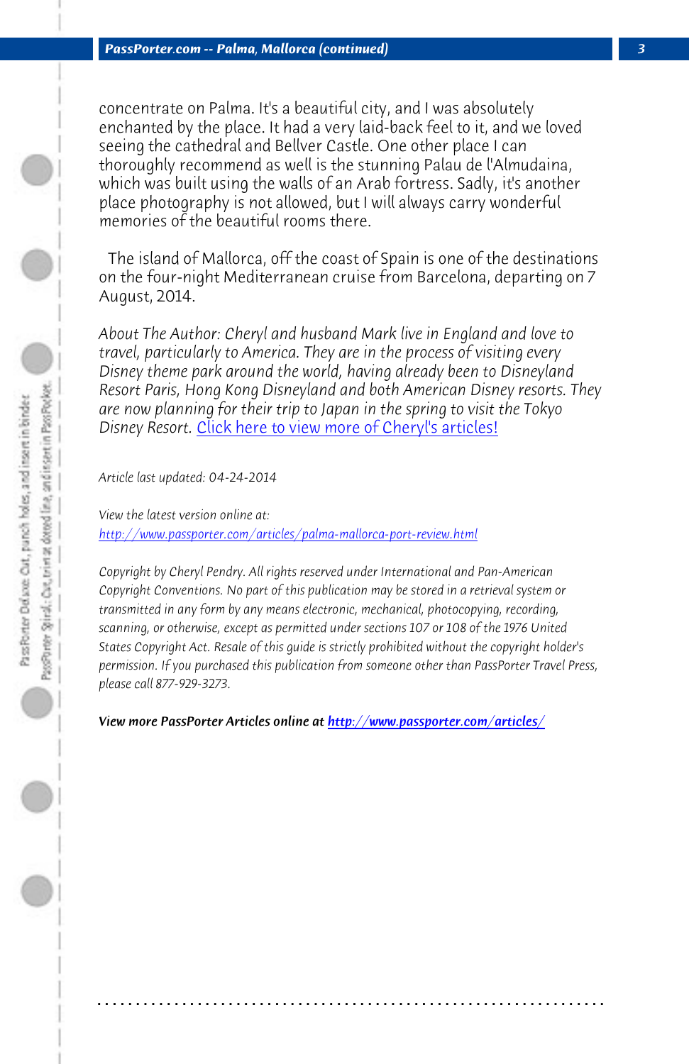concentrate on Palma. It's a beautiful city, and I was absolutely enchanted by the place. It had a very laid-back feel to it, and we loved seeing the cathedral and Bellver Castle. One other place I can thoroughly recommend as well is the stunning Palau de l'Almudaina, which was built using the walls of an Arab fortress. Sadly, it's another place photography is not allowed, but I will always carry wonderful memories of the beautiful rooms there.

The island of Mallorca, off the coast of Spain is one of the destinations on the four-night Mediterranean cruise from Barcelona, departing on 7 August, 2014.

*About The Author: Cheryl and husband Mark live in England and love to travel, particularly to America. They are in the process of visiting every Disney theme park around the world, having already been to Disneyland Resort Paris, Hong Kong Disneyland and both American Disney resorts. They are now planning for their trip to Japan in the spring to visit the Tokyo Disney Resort.* Click here to view more of Cheryl's articles!

*Article last updated: 04-24-2014*

*View the latest version online at:*
*http://www.passporter.com/articles/palma-mallorca-port-review.html*

*Copyright by Cheryl Pendry. All rights reserved under International and Pan-American Copyright Conventions. No part of this publication may be stored in a retrieval system or transmitted in any form by any means electronic, mechanical, photocopying, recording, scanning, or otherwise, except as permitted under sections 107 or 108 of the 1976 United States Copyright Act. Resale of this guide is strictly prohibited without the copyright holder's permission. If you purchased this publication from someone other than PassPorter Travel Press, please call 877-929-3273.*

***View more PassPorter Articles online at http://www.passporter.com/articles/***